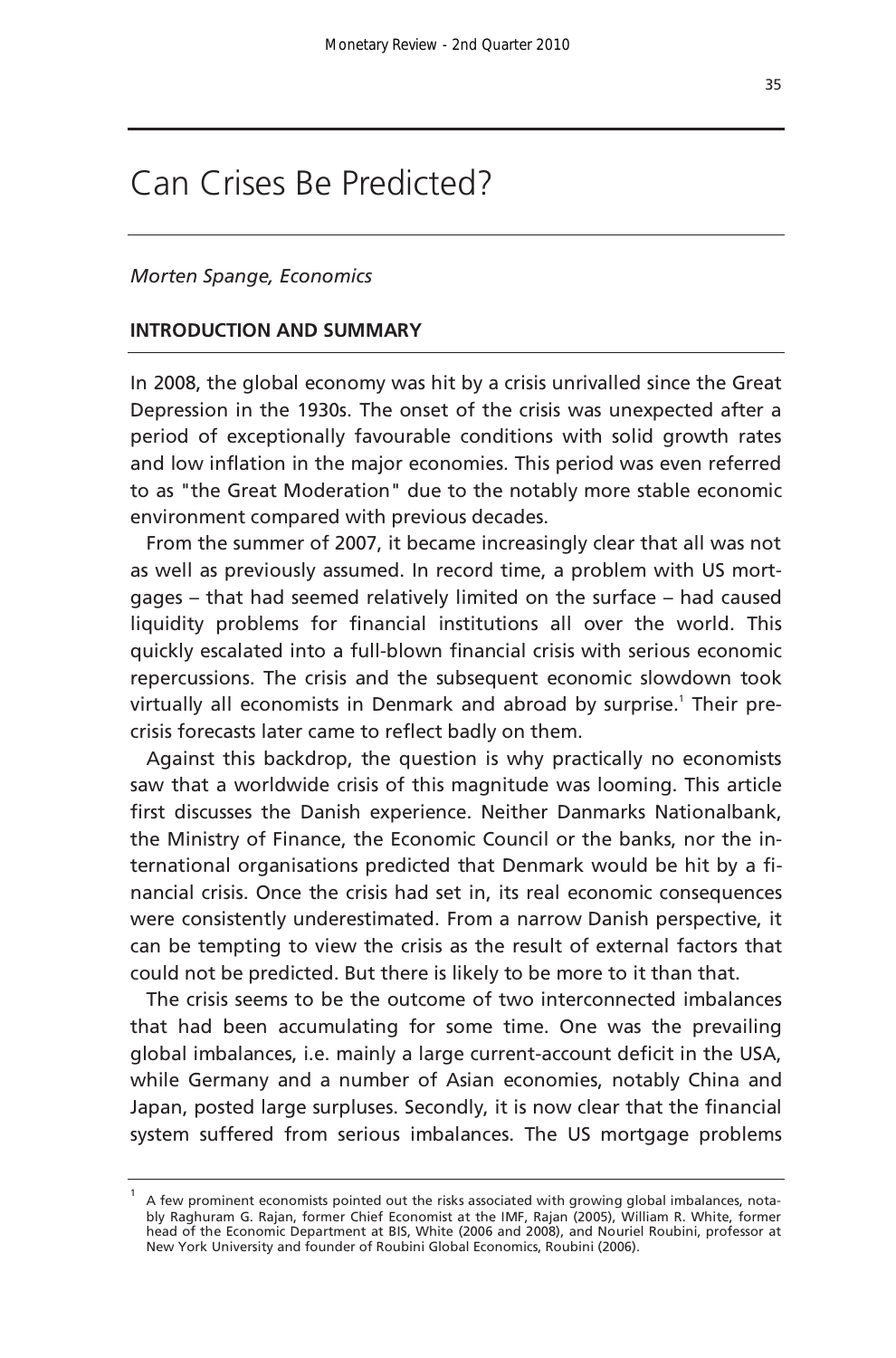# Can Crises Be Predicted?

*Morten Spange, Economics*

## INTRODUCTION AND SUMMARY

In 2008, the global economy was hit by a crisis unrivalled since the Great Depression in the 1930s. The onset of the crisis was unexpected after a period of exceptionally favourable conditions with solid growth rates and low inflation in the major economies. This period was even referred to as "the Great Moderation" due to the notably more stable economic environment compared with previous decades.

From the summer of 2007, it became increasingly clear that all was not as well as previously assumed. In record time, a problem with US mortgages – that had seemed relatively limited on the surface – had caused liquidity problems for financial institutions all over the world. This quickly escalated into a full-blown financial crisis with serious economic repercussions. The crisis and the subsequent economic slowdown took virtually all economists in Denmark and abroad by surprise.[1] Their pre-crisis forecasts later came to reflect badly on them.

Against this backdrop, the question is why practically no economists saw that a worldwide crisis of this magnitude was looming. This article first discusses the Danish experience. Neither Danmarks Nationalbank, the Ministry of Finance, the Economic Council or the banks, nor the international organisations predicted that Denmark would be hit by a financial crisis. Once the crisis had set in, its real economic consequences were consistently underestimated. From a narrow Danish perspective, it can be tempting to view the crisis as the result of external factors that could not be predicted. But there is likely to be more to it than that.

The crisis seems to be the outcome of two interconnected imbalances that had been accumulating for some time. One was the prevailing global imbalances, i.e. mainly a large current-account deficit in the USA, while Germany and a number of Asian economies, notably China and Japan, posted large surpluses. Secondly, it is now clear that the financial system suffered from serious imbalances. The US mortgage problems

[1] A few prominent economists pointed out the risks associated with growing global imbalances, notably Raghuram G. Rajan, former Chief Economist at the IMF, Rajan (2005), William R. White, former head of the Economic Department at BIS, White (2006 and 2008), and Nouriel Roubini, professor at New York University and founder of Roubini Global Economics, Roubini (2006).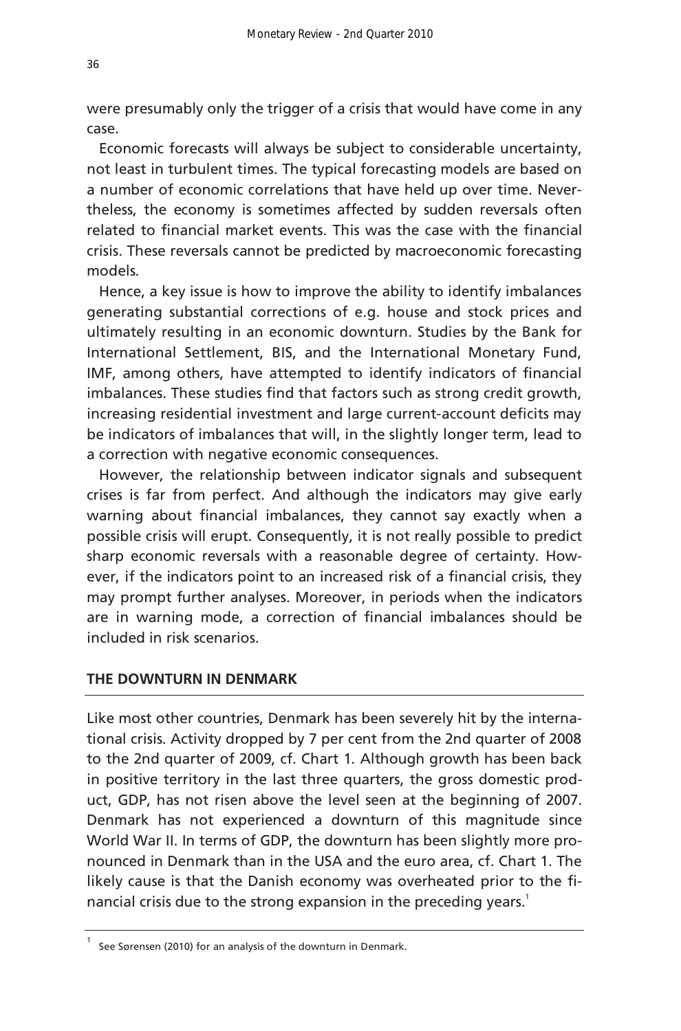were presumably only the trigger of a crisis that would have come in any case.

Economic forecasts will always be subject to considerable uncertainty, not least in turbulent times. The typical forecasting models are based on a number of economic correlations that have held up over time. Nevertheless, the economy is sometimes affected by sudden reversals often related to financial market events. This was the case with the financial crisis. These reversals cannot be predicted by macroeconomic forecasting models.

Hence, a key issue is how to improve the ability to identify imbalances generating substantial corrections of e.g. house and stock prices and ultimately resulting in an economic downturn. Studies by the Bank for International Settlement, BIS, and the International Monetary Fund, IMF, among others, have attempted to identify indicators of financial imbalances. These studies find that factors such as strong credit growth, increasing residential investment and large current-account deficits may be indicators of imbalances that will, in the slightly longer term, lead to a correction with negative economic consequences.

However, the relationship between indicator signals and subsequent crises is far from perfect. And although the indicators may give early warning about financial imbalances, they cannot say exactly when a possible crisis will erupt. Consequently, it is not really possible to predict sharp economic reversals with a reasonable degree of certainty. However, if the indicators point to an increased risk of a financial crisis, they may prompt further analyses. Moreover, in periods when the indicators are in warning mode, a correction of financial imbalances should be included in risk scenarios.

## THE DOWNTURN IN DENMARK

Like most other countries, Denmark has been severely hit by the international crisis. Activity dropped by 7 per cent from the 2nd quarter of 2008 to the 2nd quarter of 2009, cf. Chart 1. Although growth has been back in positive territory in the last three quarters, the gross domestic product, GDP, has not risen above the level seen at the beginning of 2007. Denmark has not experienced a downturn of this magnitude since World War II. In terms of GDP, the downturn has been slightly more pronounced in Denmark than in the USA and the euro area, cf. Chart 1. The likely cause is that the Danish economy was overheated prior to the financial crisis due to the strong expansion in the preceding years.[1]

[1] See Sørensen (2010) for an analysis of the downturn in Denmark.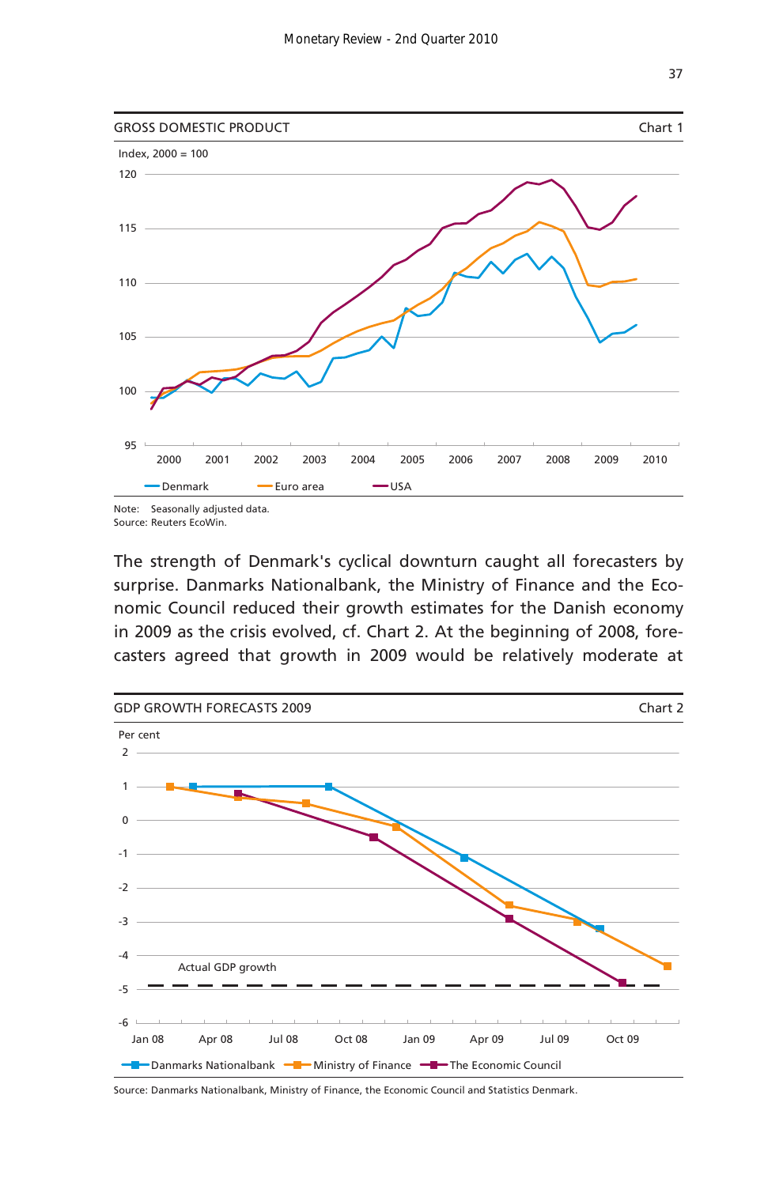GROSS DOMESTIC PRODUCT — Chart 1

Index, 2000 = 100

Denmark | Euro area | USA

Note: Seasonally adjusted data.
Source: Reuters EcoWin.

The strength of Denmark's cyclical downturn caught all forecasters by surprise. Danmarks Nationalbank, the Ministry of Finance and the Economic Council reduced their growth estimates for the Danish economy in 2009 as the crisis evolved, cf. Chart 2. At the beginning of 2008, forecasters agreed that growth in 2009 would be relatively moderate at

GDP GROWTH FORECASTS 2009 — Chart 2

Per cent

Actual GDP growth

Danmarks Nationalbank | Ministry of Finance | The Economic Council

Source: Danmarks Nationalbank, Ministry of Finance, the Economic Council and Statistics Denmark.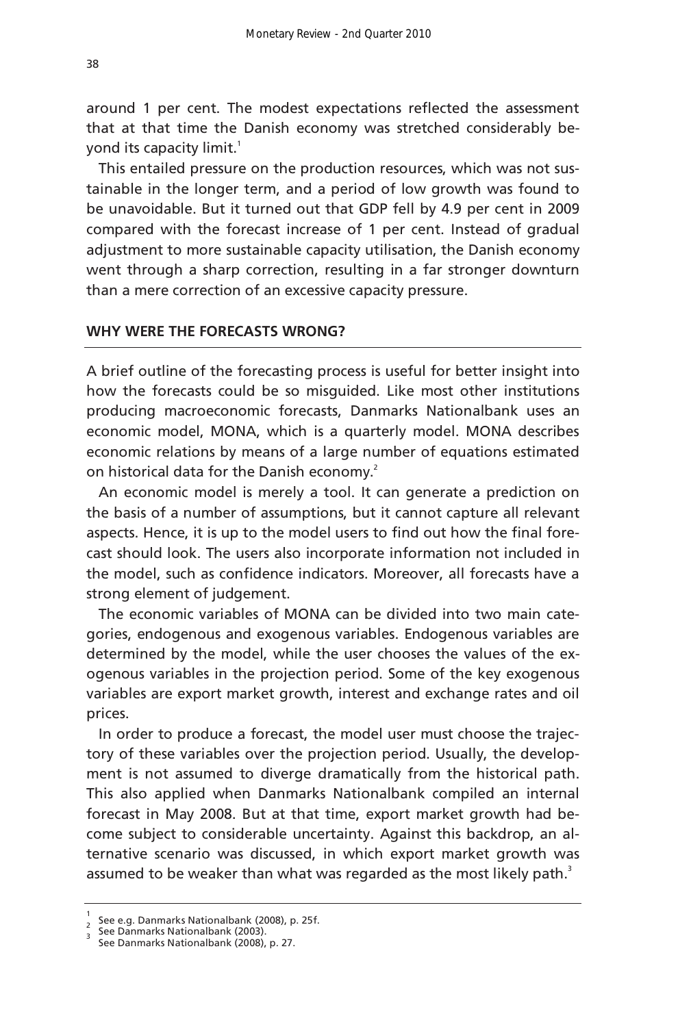around 1 per cent. The modest expectations reflected the assessment that at that time the Danish economy was stretched considerably beyond its capacity limit.[1]

This entailed pressure on the production resources, which was not sustainable in the longer term, and a period of low growth was found to be unavoidable. But it turned out that GDP fell by 4.9 per cent in 2009 compared with the forecast increase of 1 per cent. Instead of gradual adjustment to more sustainable capacity utilisation, the Danish economy went through a sharp correction, resulting in a far stronger downturn than a mere correction of an excessive capacity pressure.

## WHY WERE THE FORECASTS WRONG?

A brief outline of the forecasting process is useful for better insight into how the forecasts could be so misguided. Like most other institutions producing macroeconomic forecasts, Danmarks Nationalbank uses an economic model, MONA, which is a quarterly model. MONA describes economic relations by means of a large number of equations estimated on historical data for the Danish economy.[2]

An economic model is merely a tool. It can generate a prediction on the basis of a number of assumptions, but it cannot capture all relevant aspects. Hence, it is up to the model users to find out how the final forecast should look. The users also incorporate information not included in the model, such as confidence indicators. Moreover, all forecasts have a strong element of judgement.

The economic variables of MONA can be divided into two main categories, endogenous and exogenous variables. Endogenous variables are determined by the model, while the user chooses the values of the exogenous variables in the projection period. Some of the key exogenous variables are export market growth, interest and exchange rates and oil prices.

In order to produce a forecast, the model user must choose the trajectory of these variables over the projection period. Usually, the development is not assumed to diverge dramatically from the historical path. This also applied when Danmarks Nationalbank compiled an internal forecast in May 2008. But at that time, export market growth had become subject to considerable uncertainty. Against this backdrop, an alternative scenario was discussed, in which export market growth was assumed to be weaker than what was regarded as the most likely path.[3]

---

[1] See e.g. Danmarks Nationalbank (2008), p. 25f.

[2] See Danmarks Nationalbank (2003).

[3] See Danmarks Nationalbank (2008), p. 27.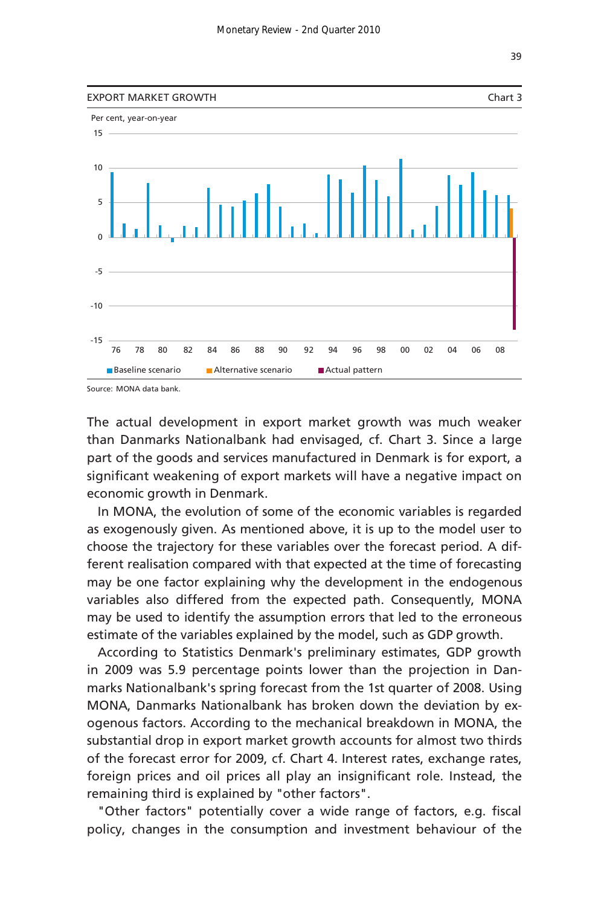EXPORT MARKET GROWTH — Chart 3

Per cent, year-on-year

Baseline scenario | Alternative scenario | Actual pattern

Source: MONA data bank.

The actual development in export market growth was much weaker than Danmarks Nationalbank had envisaged, cf. Chart 3. Since a large part of the goods and services manufactured in Denmark is for export, a significant weakening of export markets will have a negative impact on economic growth in Denmark.

In MONA, the evolution of some of the economic variables is regarded as exogenously given. As mentioned above, it is up to the model user to choose the trajectory for these variables over the forecast period. A different realisation compared with that expected at the time of forecasting may be one factor explaining why the development in the endogenous variables also differed from the expected path. Consequently, MONA may be used to identify the assumption errors that led to the erroneous estimate of the variables explained by the model, such as GDP growth.

According to Statistics Denmark's preliminary estimates, GDP growth in 2009 was 5.9 percentage points lower than the projection in Danmarks Nationalbank's spring forecast from the 1st quarter of 2008. Using MONA, Danmarks Nationalbank has broken down the deviation by exogenous factors. According to the mechanical breakdown in MONA, the substantial drop in export market growth accounts for almost two thirds of the forecast error for 2009, cf. Chart 4. Interest rates, exchange rates, foreign prices and oil prices all play an insignificant role. Instead, the remaining third is explained by "other factors".

"Other factors" potentially cover a wide range of factors, e.g. fiscal policy, changes in the consumption and investment behaviour of the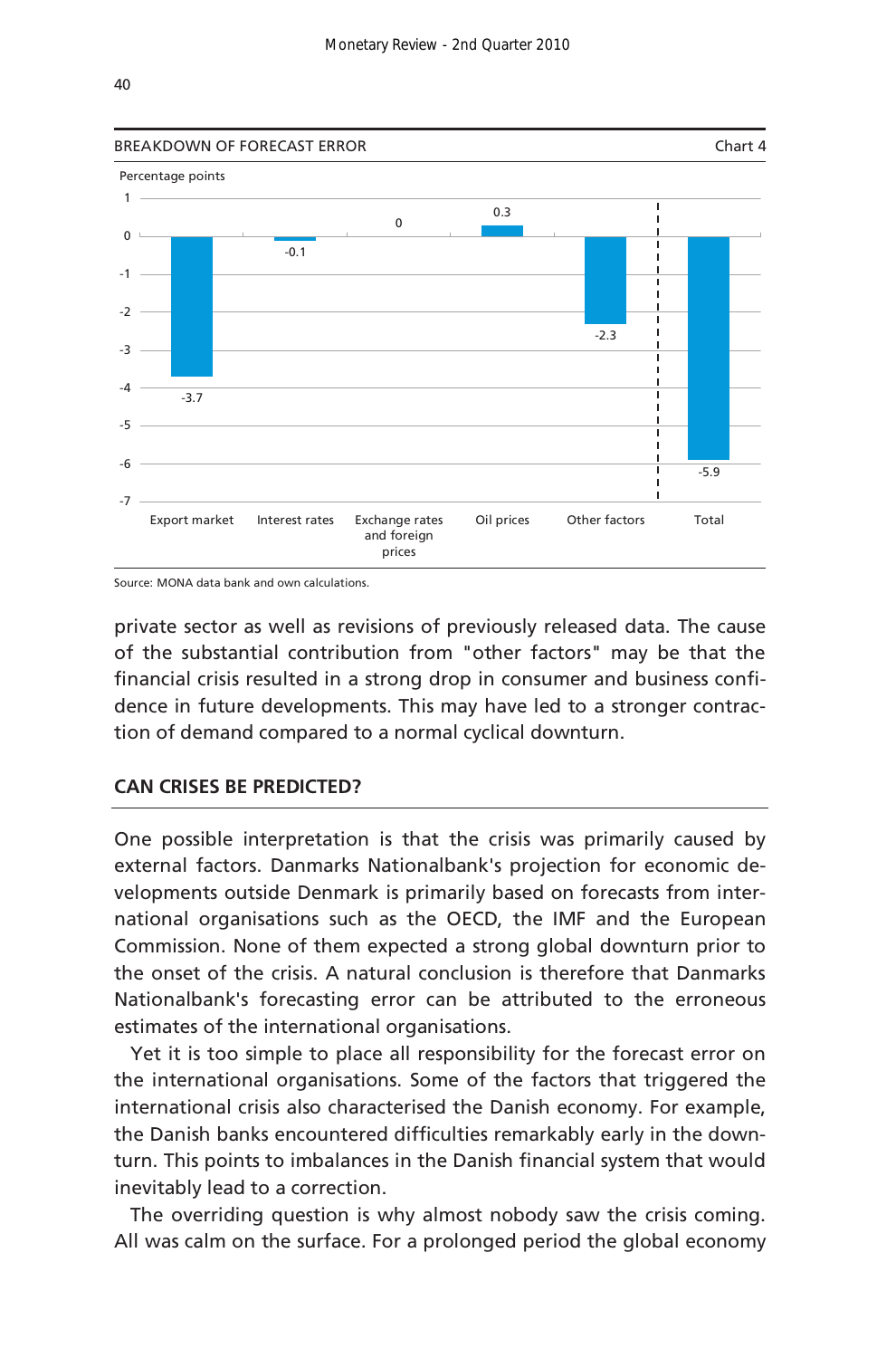BREAKDOWN OF FORECAST ERROR — Chart 4

Percentage points

| Export market | Interest rates | Exchange rates and foreign prices | Oil prices | Other factors | Total |
|---|---|---|---|---|---|
| -3.7 | -0.1 | 0 | 0.3 | -2.3 | -5.9 |

Source: MONA data bank and own calculations.

private sector as well as revisions of previously released data. The cause of the substantial contribution from "other factors" may be that the financial crisis resulted in a strong drop in consumer and business confidence in future developments. This may have led to a stronger contraction of demand compared to a normal cyclical downturn.

## CAN CRISES BE PREDICTED?

One possible interpretation is that the crisis was primarily caused by external factors. Danmarks Nationalbank's projection for economic developments outside Denmark is primarily based on forecasts from international organisations such as the OECD, the IMF and the European Commission. None of them expected a strong global downturn prior to the onset of the crisis. A natural conclusion is therefore that Danmarks Nationalbank's forecasting error can be attributed to the erroneous estimates of the international organisations.

Yet it is too simple to place all responsibility for the forecast error on the international organisations. Some of the factors that triggered the international crisis also characterised the Danish economy. For example, the Danish banks encountered difficulties remarkably early in the downturn. This points to imbalances in the Danish financial system that would inevitably lead to a correction.

The overriding question is why almost nobody saw the crisis coming. All was calm on the surface. For a prolonged period the global economy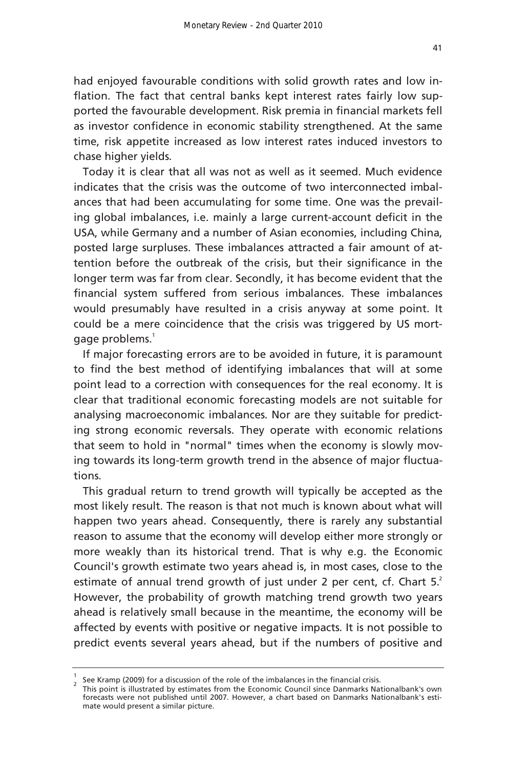had enjoyed favourable conditions with solid growth rates and low inflation. The fact that central banks kept interest rates fairly low supported the favourable development. Risk premia in financial markets fell as investor confidence in economic stability strengthened. At the same time, risk appetite increased as low interest rates induced investors to chase higher yields.

Today it is clear that all was not as well as it seemed. Much evidence indicates that the crisis was the outcome of two interconnected imbalances that had been accumulating for some time. One was the prevailing global imbalances, i.e. mainly a large current-account deficit in the USA, while Germany and a number of Asian economies, including China, posted large surpluses. These imbalances attracted a fair amount of attention before the outbreak of the crisis, but their significance in the longer term was far from clear. Secondly, it has become evident that the financial system suffered from serious imbalances. These imbalances would presumably have resulted in a crisis anyway at some point. It could be a mere coincidence that the crisis was triggered by US mortgage problems.[1]

If major forecasting errors are to be avoided in future, it is paramount to find the best method of identifying imbalances that will at some point lead to a correction with consequences for the real economy. It is clear that traditional economic forecasting models are not suitable for analysing macroeconomic imbalances. Nor are they suitable for predicting strong economic reversals. They operate with economic relations that seem to hold in "normal" times when the economy is slowly moving towards its long-term growth trend in the absence of major fluctuations.

This gradual return to trend growth will typically be accepted as the most likely result. The reason is that not much is known about what will happen two years ahead. Consequently, there is rarely any substantial reason to assume that the economy will develop either more strongly or more weakly than its historical trend. That is why e.g. the Economic Council's growth estimate two years ahead is, in most cases, close to the estimate of annual trend growth of just under 2 per cent, cf. Chart 5.[2] However, the probability of growth matching trend growth two years ahead is relatively small because in the meantime, the economy will be affected by events with positive or negative impacts. It is not possible to predict events several years ahead, but if the numbers of positive and

---

[1] See Kramp (2009) for a discussion of the role of the imbalances in the financial crisis.

[2] This point is illustrated by estimates from the Economic Council since Danmarks Nationalbank's own forecasts were not published until 2007. However, a chart based on Danmarks Nationalbank's estimate would present a similar picture.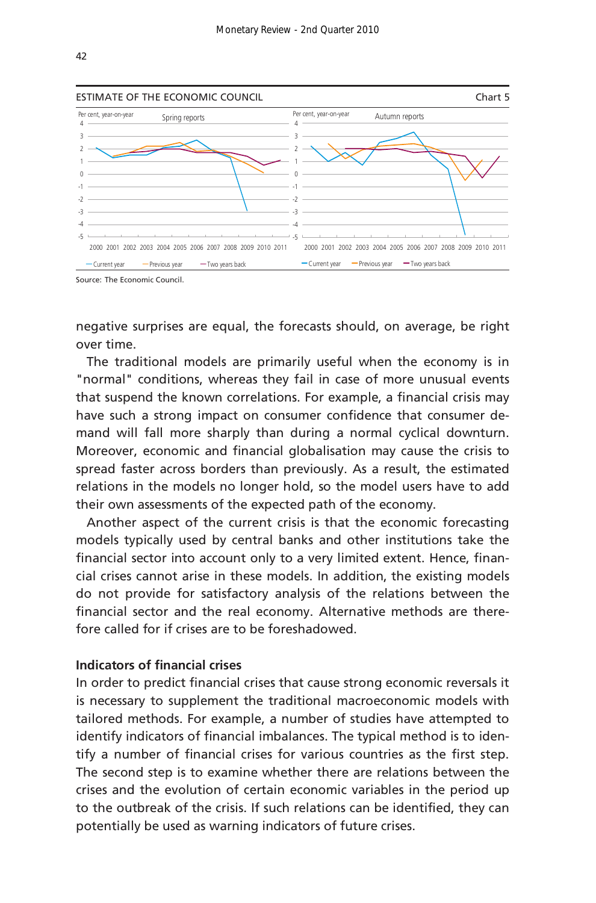ESTIMATE OF THE ECONOMIC COUNCIL

Chart 5

Spring reports | Autumn reports

Per cent, year-on-year

— Current year — Previous year — Two years back

Source: The Economic Council.

negative surprises are equal, the forecasts should, on average, be right over time.

The traditional models are primarily useful when the economy is in "normal" conditions, whereas they fail in case of more unusual events that suspend the known correlations. For example, a financial crisis may have such a strong impact on consumer confidence that consumer demand will fall more sharply than during a normal cyclical downturn. Moreover, economic and financial globalisation may cause the crisis to spread faster across borders than previously. As a result, the estimated relations in the models no longer hold, so the model users have to add their own assessments of the expected path of the economy.

Another aspect of the current crisis is that the economic forecasting models typically used by central banks and other institutions take the financial sector into account only to a very limited extent. Hence, financial crises cannot arise in these models. In addition, the existing models do not provide for satisfactory analysis of the relations between the financial sector and the real economy. Alternative methods are therefore called for if crises are to be foreshadowed.

**Indicators of financial crises**

In order to predict financial crises that cause strong economic reversals it is necessary to supplement the traditional macroeconomic models with tailored methods. For example, a number of studies have attempted to identify indicators of financial imbalances. The typical method is to identify a number of financial crises for various countries as the first step. The second step is to examine whether there are relations between the crises and the evolution of certain economic variables in the period up to the outbreak of the crisis. If such relations can be identified, they can potentially be used as warning indicators of future crises.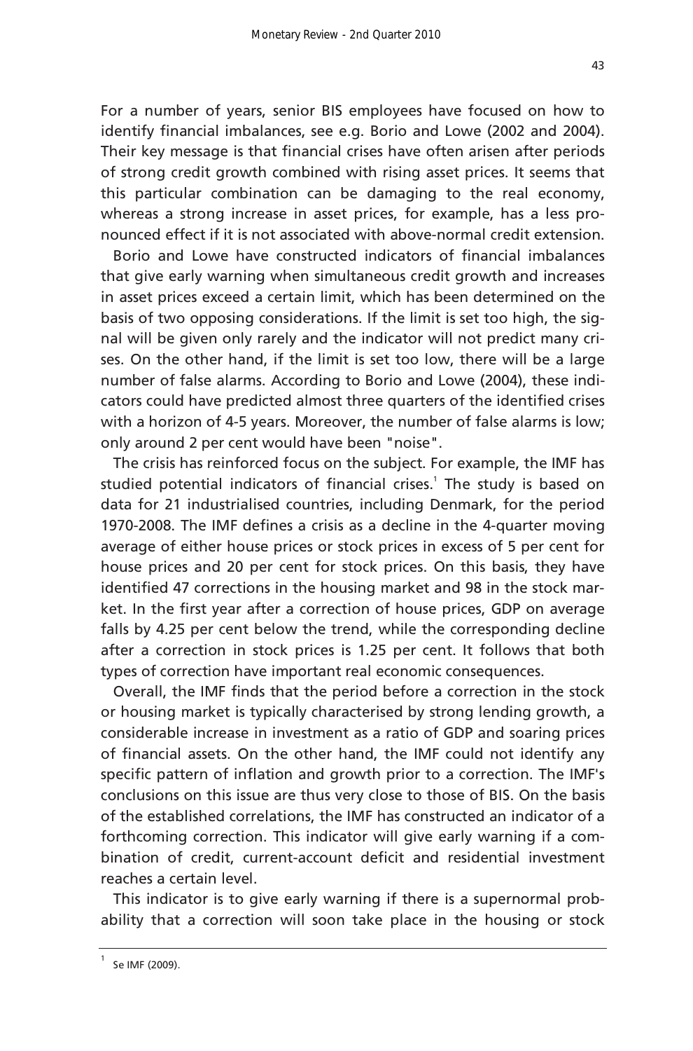For a number of years, senior BIS employees have focused on how to identify financial imbalances, see e.g. Borio and Lowe (2002 and 2004). Their key message is that financial crises have often arisen after periods of strong credit growth combined with rising asset prices. It seems that this particular combination can be damaging to the real economy, whereas a strong increase in asset prices, for example, has a less pronounced effect if it is not associated with above-normal credit extension.

Borio and Lowe have constructed indicators of financial imbalances that give early warning when simultaneous credit growth and increases in asset prices exceed a certain limit, which has been determined on the basis of two opposing considerations. If the limit is set too high, the signal will be given only rarely and the indicator will not predict many crises. On the other hand, if the limit is set too low, there will be a large number of false alarms. According to Borio and Lowe (2004), these indicators could have predicted almost three quarters of the identified crises with a horizon of 4-5 years. Moreover, the number of false alarms is low; only around 2 per cent would have been "noise".

The crisis has reinforced focus on the subject. For example, the IMF has studied potential indicators of financial crises.[1] The study is based on data for 21 industrialised countries, including Denmark, for the period 1970-2008. The IMF defines a crisis as a decline in the 4-quarter moving average of either house prices or stock prices in excess of 5 per cent for house prices and 20 per cent for stock prices. On this basis, they have identified 47 corrections in the housing market and 98 in the stock market. In the first year after a correction of house prices, GDP on average falls by 4.25 per cent below the trend, while the corresponding decline after a correction in stock prices is 1.25 per cent. It follows that both types of correction have important real economic consequences.

Overall, the IMF finds that the period before a correction in the stock or housing market is typically characterised by strong lending growth, a considerable increase in investment as a ratio of GDP and soaring prices of financial assets. On the other hand, the IMF could not identify any specific pattern of inflation and growth prior to a correction. The IMF's conclusions on this issue are thus very close to those of BIS. On the basis of the established correlations, the IMF has constructed an indicator of a forthcoming correction. This indicator will give early warning if a combination of credit, current-account deficit and residential investment reaches a certain level.

This indicator is to give early warning if there is a supernormal probability that a correction will soon take place in the housing or stock

[1] Se IMF (2009).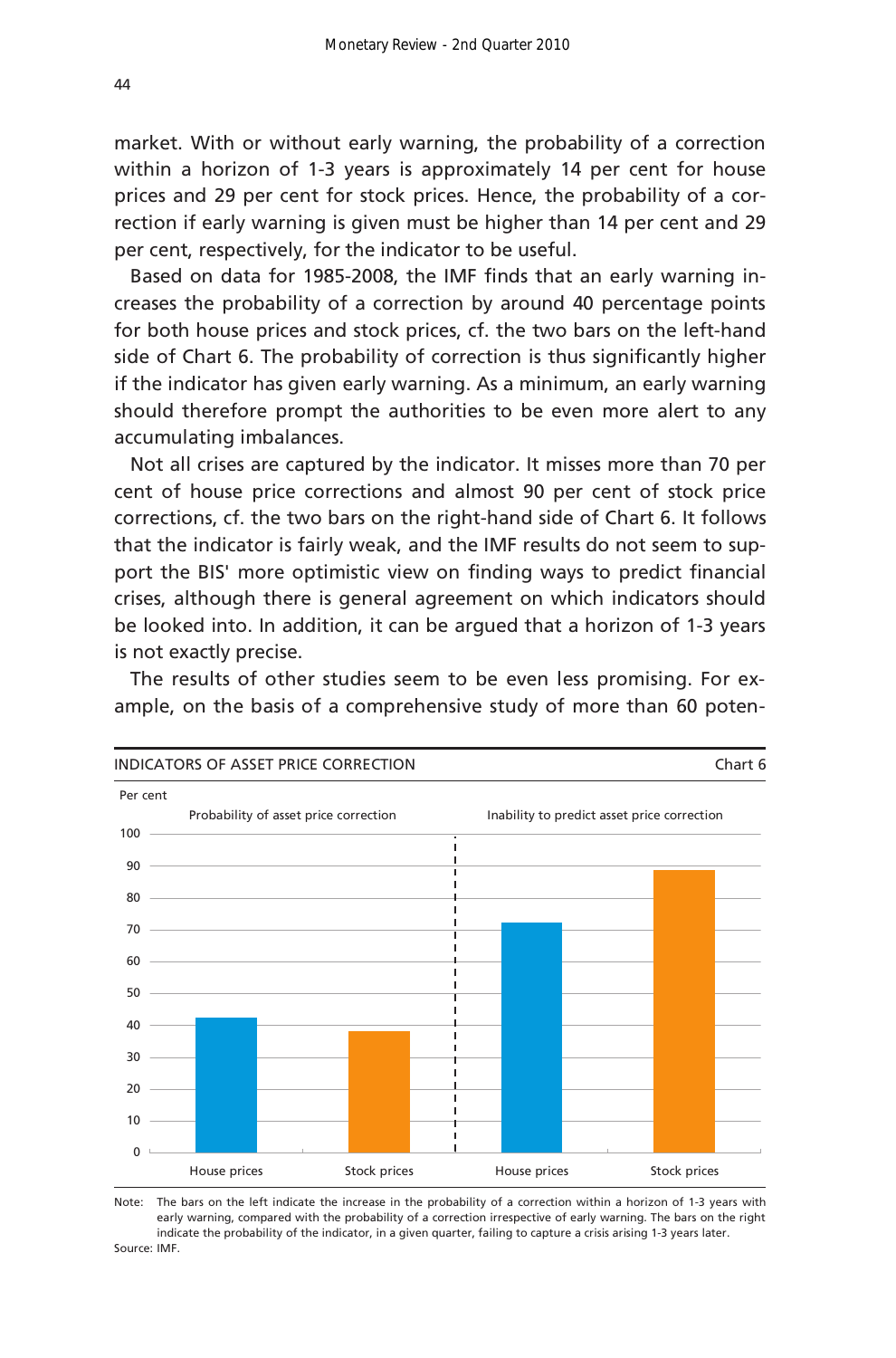market. With or without early warning, the probability of a correction within a horizon of 1-3 years is approximately 14 per cent for house prices and 29 per cent for stock prices. Hence, the probability of a correction if early warning is given must be higher than 14 per cent and 29 per cent, respectively, for the indicator to be useful.

Based on data for 1985-2008, the IMF finds that an early warning increases the probability of a correction by around 40 percentage points for both house prices and stock prices, cf. the two bars on the left-hand side of Chart 6. The probability of correction is thus significantly higher if the indicator has given early warning. As a minimum, an early warning should therefore prompt the authorities to be even more alert to any accumulating imbalances.

Not all crises are captured by the indicator. It misses more than 70 per cent of house price corrections and almost 90 per cent of stock price corrections, cf. the two bars on the right-hand side of Chart 6. It follows that the indicator is fairly weak, and the IMF results do not seem to support the BIS' more optimistic view on finding ways to predict financial crises, although there is general agreement on which indicators should be looked into. In addition, it can be argued that a horizon of 1-3 years is not exactly precise.

The results of other studies seem to be even less promising. For example, on the basis of a comprehensive study of more than 60 poten-

INDICATORS OF ASSET PRICE CORRECTION — Chart 6

Per cent

| | Probability of asset price correction | | Inability to predict asset price correction | |
|---|---|---|---|---|
| | House prices | Stock prices | House prices | Stock prices |
| Per cent (approx.) | 42 | 38 | 72 | 89 |

Note: The bars on the left indicate the increase in the probability of a correction within a horizon of 1-3 years with early warning, compared with the probability of a correction irrespective of early warning. The bars on the right indicate the probability of the indicator, in a given quarter, failing to capture a crisis arising 1-3 years later.

Source: IMF.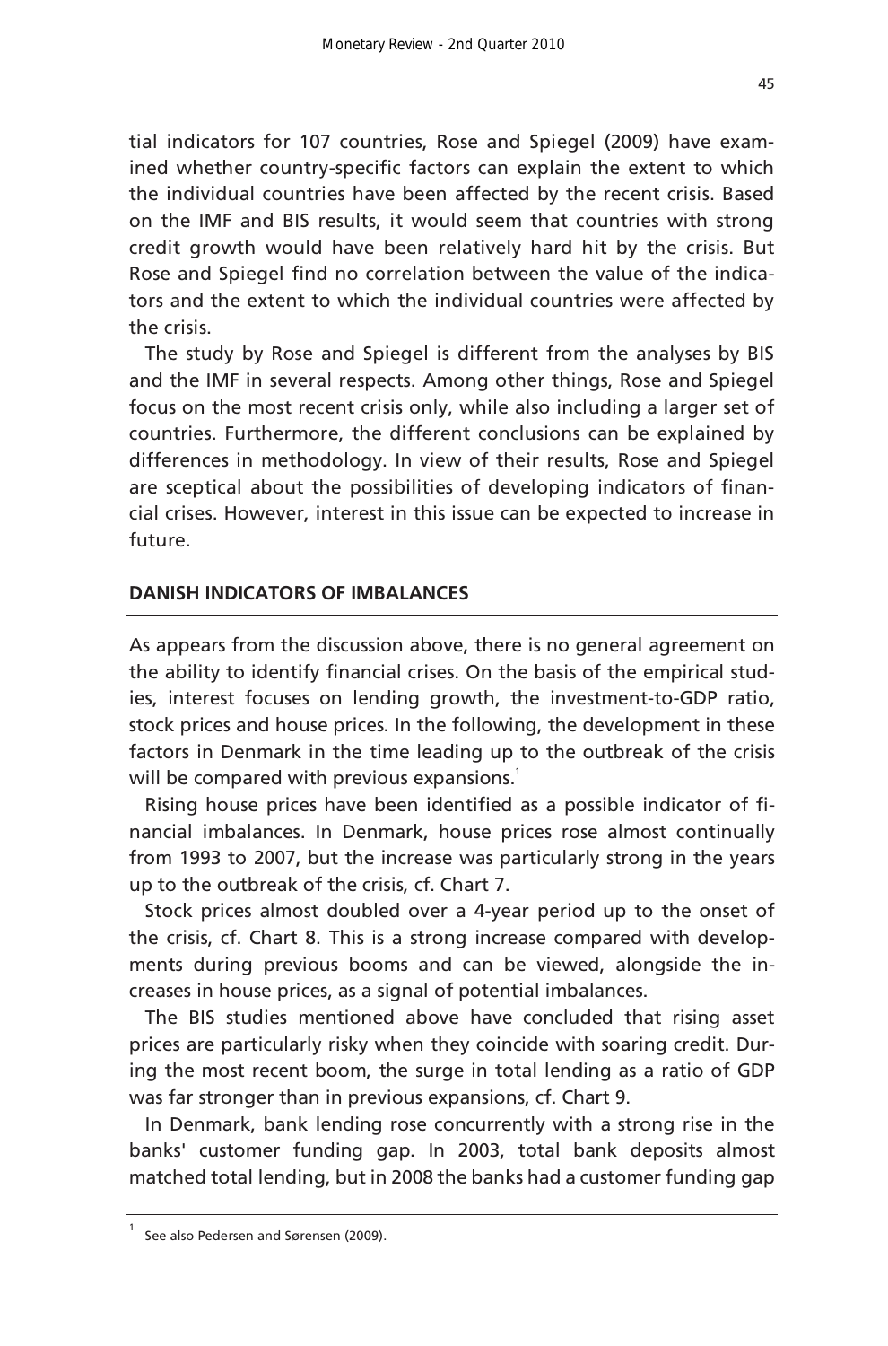tial indicators for 107 countries, Rose and Spiegel (2009) have examined whether country-specific factors can explain the extent to which the individual countries have been affected by the recent crisis. Based on the IMF and BIS results, it would seem that countries with strong credit growth would have been relatively hard hit by the crisis. But Rose and Spiegel find no correlation between the value of the indicators and the extent to which the individual countries were affected by the crisis.

The study by Rose and Spiegel is different from the analyses by BIS and the IMF in several respects. Among other things, Rose and Spiegel focus on the most recent crisis only, while also including a larger set of countries. Furthermore, the different conclusions can be explained by differences in methodology. In view of their results, Rose and Spiegel are sceptical about the possibilities of developing indicators of financial crises. However, interest in this issue can be expected to increase in future.

## DANISH INDICATORS OF IMBALANCES

As appears from the discussion above, there is no general agreement on the ability to identify financial crises. On the basis of the empirical studies, interest focuses on lending growth, the investment-to-GDP ratio, stock prices and house prices. In the following, the development in these factors in Denmark in the time leading up to the outbreak of the crisis will be compared with previous expansions.[1]

Rising house prices have been identified as a possible indicator of financial imbalances. In Denmark, house prices rose almost continually from 1993 to 2007, but the increase was particularly strong in the years up to the outbreak of the crisis, cf. Chart 7.

Stock prices almost doubled over a 4-year period up to the onset of the crisis, cf. Chart 8. This is a strong increase compared with developments during previous booms and can be viewed, alongside the increases in house prices, as a signal of potential imbalances.

The BIS studies mentioned above have concluded that rising asset prices are particularly risky when they coincide with soaring credit. During the most recent boom, the surge in total lending as a ratio of GDP was far stronger than in previous expansions, cf. Chart 9.

In Denmark, bank lending rose concurrently with a strong rise in the banks' customer funding gap. In 2003, total bank deposits almost matched total lending, but in 2008 the banks had a customer funding gap

[1] See also Pedersen and Sørensen (2009).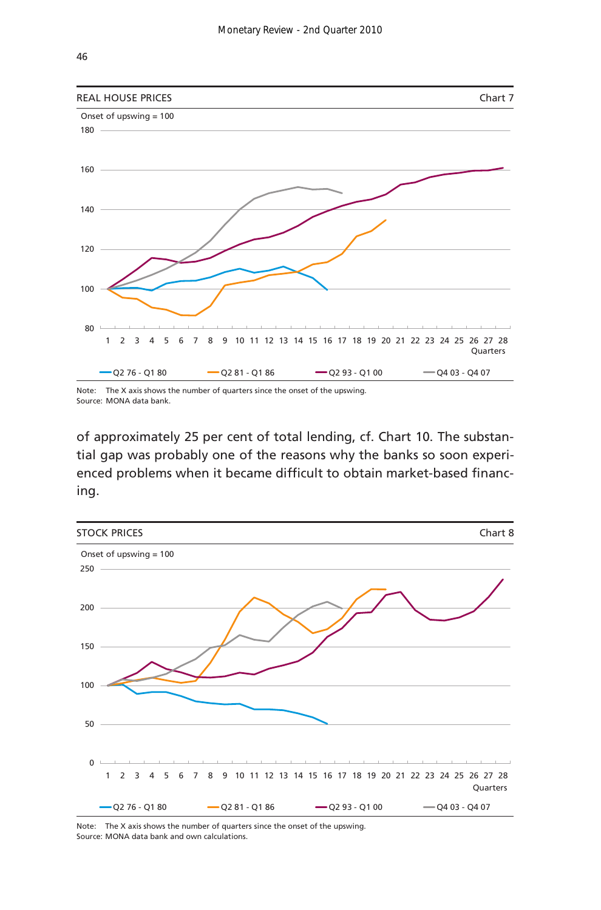REAL HOUSE PRICES — Chart 7

Onset of upswing = 100

Note: The X axis shows the number of quarters since the onset of the upswing.
Source: MONA data bank.

of approximately 25 per cent of total lending, cf. Chart 10. The substantial gap was probably one of the reasons why the banks so soon experienced problems when it became difficult to obtain market-based financing.

STOCK PRICES — Chart 8

Onset of upswing = 100

Note: The X axis shows the number of quarters since the onset of the upswing.
Source: MONA data bank and own calculations.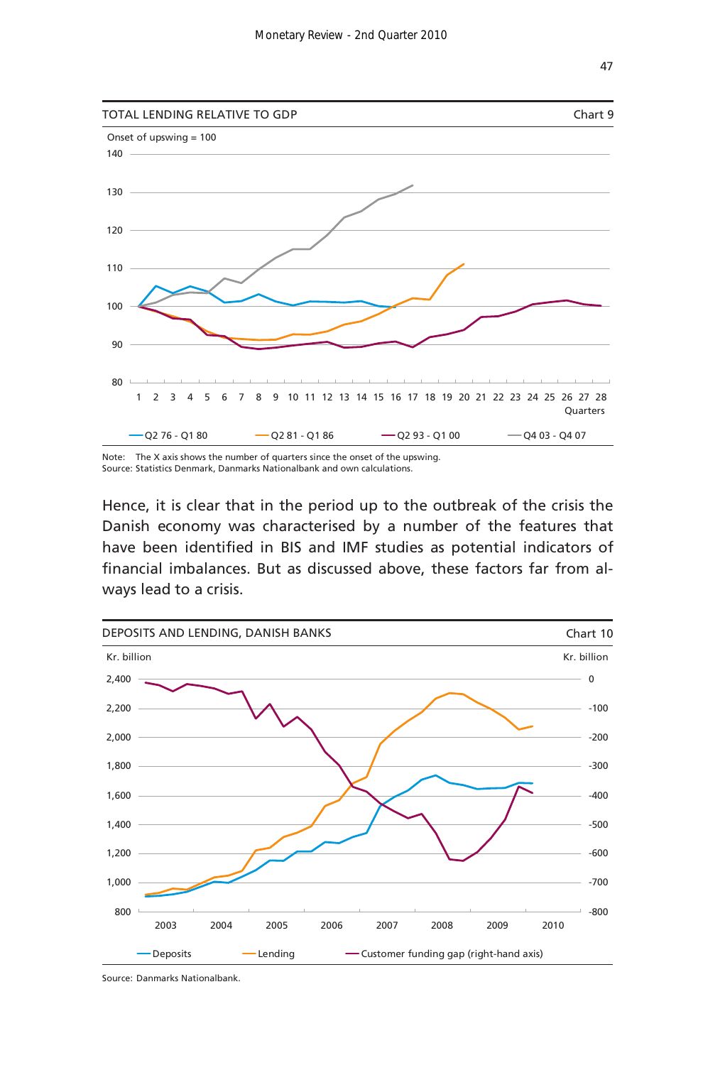TOTAL LENDING RELATIVE TO GDP — Chart 9

Onset of upswing = 100

Legend: Q2 76 - Q1 80; Q2 81 - Q1 86; Q2 93 - Q1 00; Q4 03 - Q4 07

Note: The X axis shows the number of quarters since the onset of the upswing.
Source: Statistics Denmark, Danmarks Nationalbank and own calculations.

Hence, it is clear that in the period up to the outbreak of the crisis the Danish economy was characterised by a number of the features that have been identified in BIS and IMF studies as potential indicators of financial imbalances. But as discussed above, these factors far from always lead to a crisis.

DEPOSITS AND LENDING, DANISH BANKS — Chart 10

Kr. billion

Legend: Deposits; Lending; Customer funding gap (right-hand axis)

Source: Danmarks Nationalbank.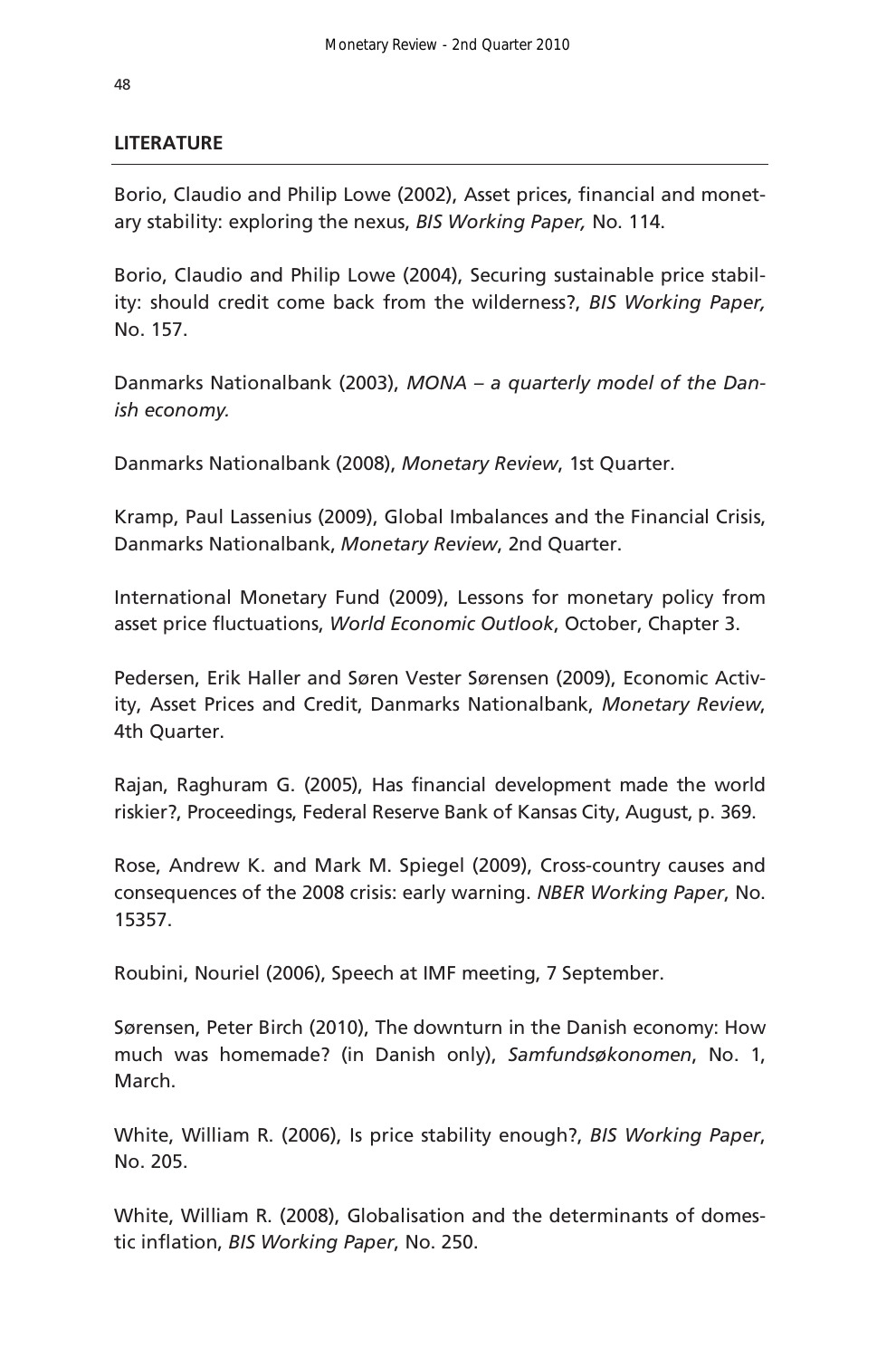## LITERATURE

Borio, Claudio and Philip Lowe (2002), Asset prices, financial and monetary stability: exploring the nexus, *BIS Working Paper,* No. 114.

Borio, Claudio and Philip Lowe (2004), Securing sustainable price stability: should credit come back from the wilderness?, *BIS Working Paper,* No. 157.

Danmarks Nationalbank (2003), *MONA – a quarterly model of the Danish economy.*

Danmarks Nationalbank (2008), *Monetary Review*, 1st Quarter.

Kramp, Paul Lassenius (2009), Global Imbalances and the Financial Crisis, Danmarks Nationalbank, *Monetary Review*, 2nd Quarter.

International Monetary Fund (2009), Lessons for monetary policy from asset price fluctuations, *World Economic Outlook*, October, Chapter 3.

Pedersen, Erik Haller and Søren Vester Sørensen (2009), Economic Activity, Asset Prices and Credit, Danmarks Nationalbank, *Monetary Review*, 4th Quarter.

Rajan, Raghuram G. (2005), Has financial development made the world riskier?, Proceedings, Federal Reserve Bank of Kansas City, August, p. 369.

Rose, Andrew K. and Mark M. Spiegel (2009), Cross-country causes and consequences of the 2008 crisis: early warning. *NBER Working Paper*, No. 15357.

Roubini, Nouriel (2006), Speech at IMF meeting, 7 September.

Sørensen, Peter Birch (2010), The downturn in the Danish economy: How much was homemade? (in Danish only), *Samfundsøkonomen*, No. 1, March.

White, William R. (2006), Is price stability enough?, *BIS Working Paper*, No. 205.

White, William R. (2008), Globalisation and the determinants of domestic inflation, *BIS Working Paper*, No. 250.